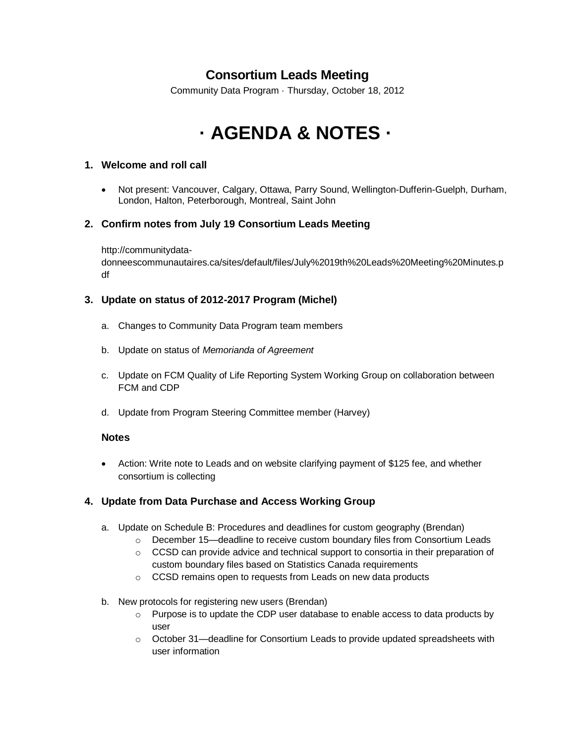# Consortium Leads Meeting

Community Data Program · Thursday, October 18, 2012

# · AGENDA & NOTES ·

### 1. Welcome and roll call

- Not present: Vancouver, Calgary, Ottawa, Parry Sound, Wellington-Dufferin-Guelph, Durham, London, Halton, Peterborough, Montreal, Saint John

### 2. Confirm notes from July 19 Consortium Leads Meeting

http://communitydata-donneescommunautaires.ca/sites/default/files/July%2019th%20Leads%20Meeting%20Minutes.pdf

### 3. Update on status of 2012-2017 Program (Michel)

a. Changes to Community Data Program team members

b. Update on status of *Memorianda of Agreement*

c. Update on FCM Quality of Life Reporting System Working Group on collaboration between FCM and CDP

d. Update from Program Steering Committee member (Harvey)

#### Notes

- Action: Write note to Leads and on website clarifying payment of $125 fee, and whether consortium is collecting

### 4. Update from Data Purchase and Access Working Group

a. Update on Schedule B: Procedures and deadlines for custom geography (Brendan)
   - December 15—deadline to receive custom boundary files from Consortium Leads
   - CCSD can provide advice and technical support to consortia in their preparation of custom boundary files based on Statistics Canada requirements
   - CCSD remains open to requests from Leads on new data products

b. New protocols for registering new users (Brendan)
   - Purpose is to update the CDP user database to enable access to data products by user
   - October 31—deadline for Consortium Leads to provide updated spreadsheets with user information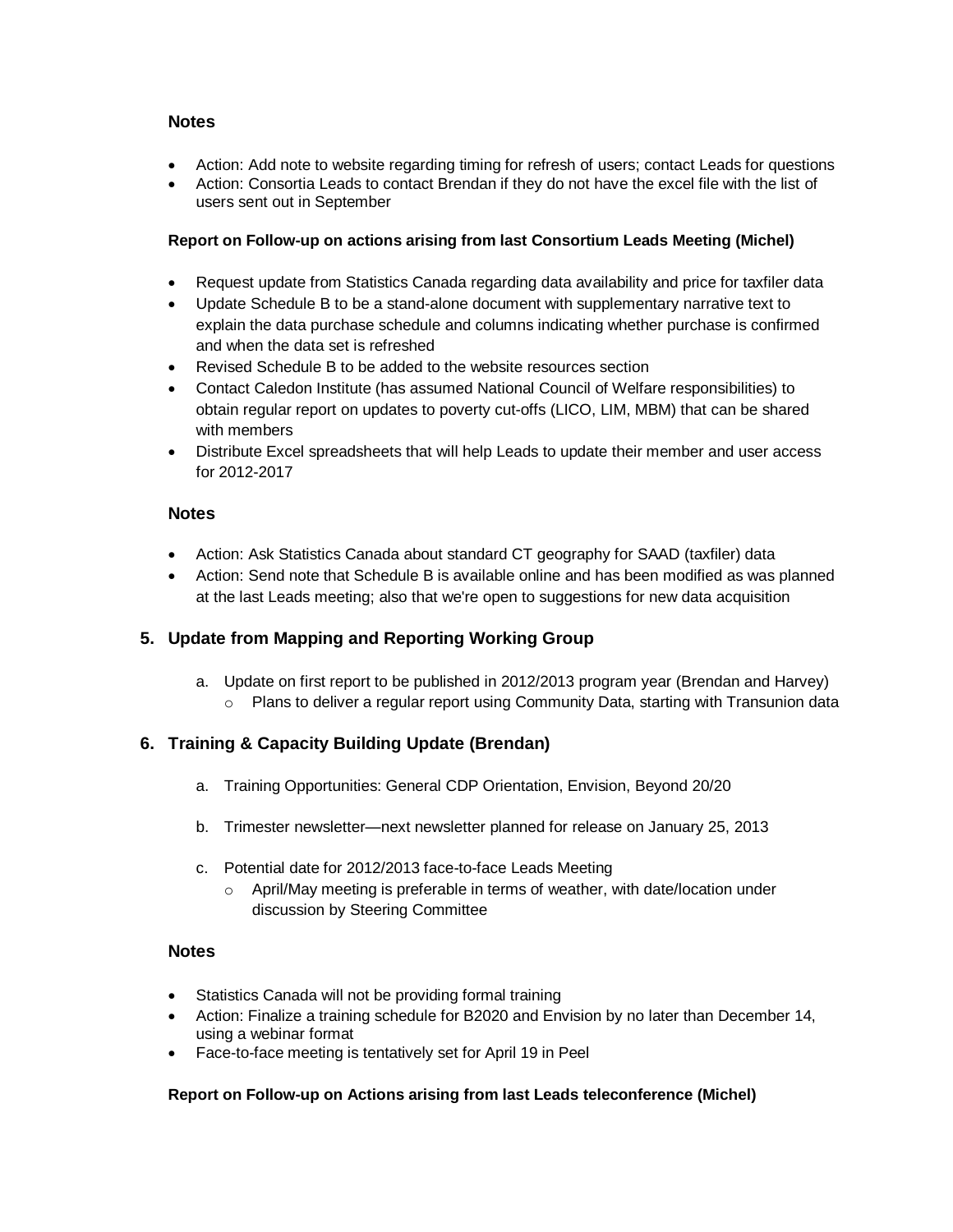### Notes

- Action: Add note to website regarding timing for refresh of users; contact Leads for questions
- Action: Consortia Leads to contact Brendan if they do not have the excel file with the list of users sent out in September

**Report on Follow-up on actions arising from last Consortium Leads Meeting (Michel)**

- Request update from Statistics Canada regarding data availability and price for taxfiler data
- Update Schedule B to be a stand-alone document with supplementary narrative text to explain the data purchase schedule and columns indicating whether purchase is confirmed and when the data set is refreshed
- Revised Schedule B to be added to the website resources section
- Contact Caledon Institute (has assumed National Council of Welfare responsibilities) to obtain regular report on updates to poverty cut-offs (LICO, LIM, MBM) that can be shared with members
- Distribute Excel spreadsheets that will help Leads to update their member and user access for 2012-2017

### Notes

- Action: Ask Statistics Canada about standard CT geography for SAAD (taxfiler) data
- Action: Send note that Schedule B is available online and has been modified as was planned at the last Leads meeting; also that we're open to suggestions for new data acquisition

## 5. Update from Mapping and Reporting Working Group

a. Update on first report to be published in 2012/2013 program year (Brendan and Harvey)
   - Plans to deliver a regular report using Community Data, starting with Transunion data

## 6. Training & Capacity Building Update (Brendan)

a. Training Opportunities: General CDP Orientation, Envision, Beyond 20/20

b. Trimester newsletter—next newsletter planned for release on January 25, 2013

c. Potential date for 2012/2013 face-to-face Leads Meeting
   - April/May meeting is preferable in terms of weather, with date/location under discussion by Steering Committee

### Notes

- Statistics Canada will not be providing formal training
- Action: Finalize a training schedule for B2020 and Envision by no later than December 14, using a webinar format
- Face-to-face meeting is tentatively set for April 19 in Peel

**Report on Follow-up on Actions arising from last Leads teleconference (Michel)**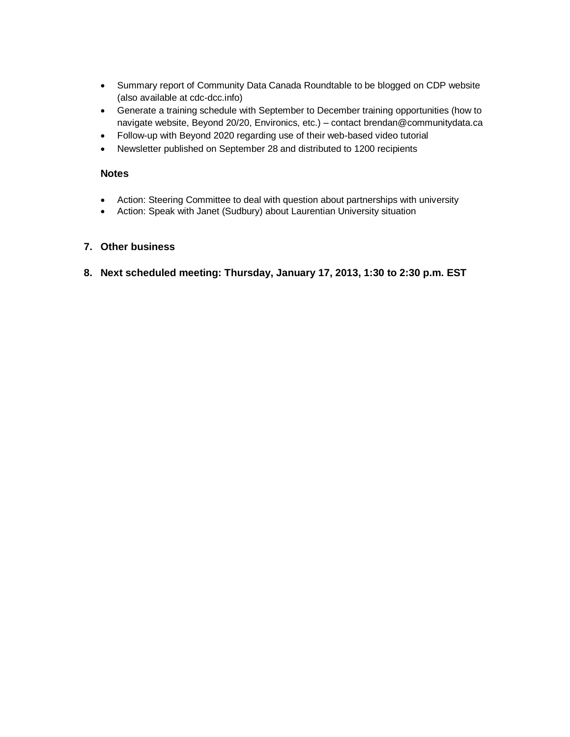- Summary report of Community Data Canada Roundtable to be blogged on CDP website (also available at cdc-dcc.info)
- Generate a training schedule with September to December training opportunities (how to navigate website, Beyond 20/20, Environics, etc.) – contact brendan@communitydata.ca
- Follow-up with Beyond 2020 regarding use of their web-based video tutorial
- Newsletter published on September 28 and distributed to 1200 recipients

**Notes**

- Action: Steering Committee to deal with question about partnerships with university
- Action: Speak with Janet (Sudbury) about Laurentian University situation

7. **Other business**

8. **Next scheduled meeting: Thursday, January 17, 2013, 1:30 to 2:30 p.m. EST**